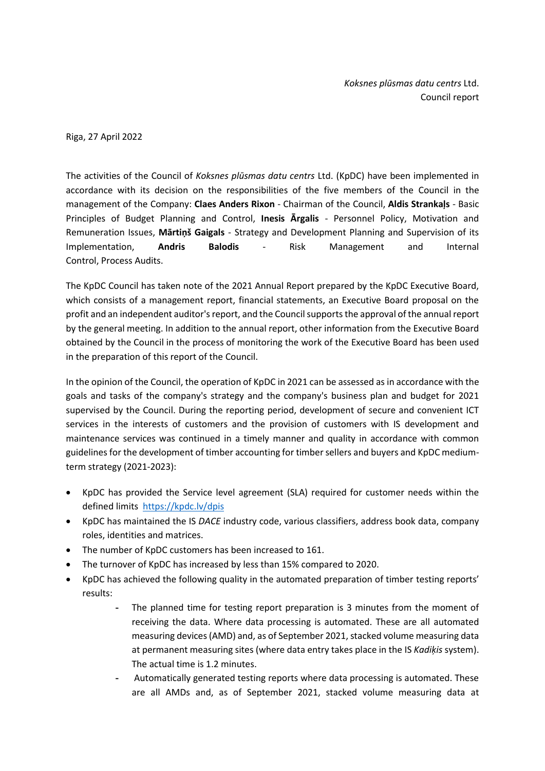*Koksnes plūsmas datu centrs* Ltd.
Council report

Riga, 27 April 2022

The activities of the Council of *Koksnes plūsmas datu centrs* Ltd. (KpDC) have been implemented in accordance with its decision on the responsibilities of the five members of the Council in the management of the Company: **Claes Anders Rixon** - Chairman of the Council, **Aldis Strankaļs** - Basic Principles of Budget Planning and Control, **Inesis Ārgalis** - Personnel Policy, Motivation and Remuneration Issues, **Mārtiņš Gaigals** - Strategy and Development Planning and Supervision of its Implementation, **Andris Balodis** - Risk Management and Internal Control, Process Audits.

The KpDC Council has taken note of the 2021 Annual Report prepared by the KpDC Executive Board, which consists of a management report, financial statements, an Executive Board proposal on the profit and an independent auditor's report, and the Council supports the approval of the annual report by the general meeting. In addition to the annual report, other information from the Executive Board obtained by the Council in the process of monitoring the work of the Executive Board has been used in the preparation of this report of the Council.

In the opinion of the Council, the operation of KpDC in 2021 can be assessed as in accordance with the goals and tasks of the company's strategy and the company's business plan and budget for 2021 supervised by the Council. During the reporting period, development of secure and convenient ICT services in the interests of customers and the provision of customers with IS development and maintenance services was continued in a timely manner and quality in accordance with common guidelines for the development of timber accounting for timber sellers and buyers and KpDC medium-term strategy (2021-2023):

- KpDC has provided the Service level agreement (SLA) required for customer needs within the defined limits https://kpdc.lv/dpis
- KpDC has maintained the IS *DACE* industry code, various classifiers, address book data, company roles, identities and matrices.
- The number of KpDC customers has been increased to 161.
- The turnover of KpDC has increased by less than 15% compared to 2020.
- KpDC has achieved the following quality in the automated preparation of timber testing reports' results:
    - The planned time for testing report preparation is 3 minutes from the moment of receiving the data. Where data processing is automated. These are all automated measuring devices (AMD) and, as of September 2021, stacked volume measuring data at permanent measuring sites (where data entry takes place in the IS *Kadiķis* system). The actual time is 1.2 minutes.
    - Automatically generated testing reports where data processing is automated. These are all AMDs and, as of September 2021, stacked volume measuring data at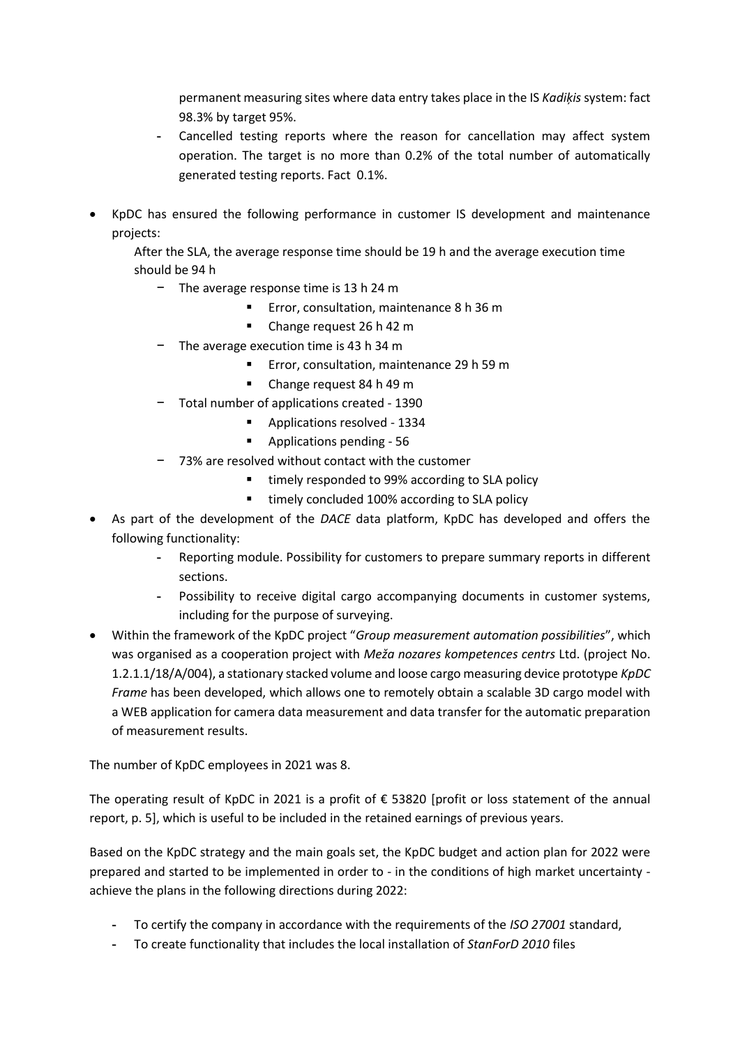permanent measuring sites where data entry takes place in the IS *Kadiķis* system: fact 98.3% by target 95%.
  - Cancelled testing reports where the reason for cancellation may affect system operation. The target is no more than 0.2% of the total number of automatically generated testing reports. Fact 0.1%.

- KpDC has ensured the following performance in customer IS development and maintenance projects:

  After the SLA, the average response time should be 19 h and the average execution time should be 94 h
  - The average response time is 13 h 24 m
    - Error, consultation, maintenance 8 h 36 m
    - Change request 26 h 42 m
  - The average execution time is 43 h 34 m
    - Error, consultation, maintenance 29 h 59 m
    - Change request 84 h 49 m
  - Total number of applications created - 1390
    - Applications resolved - 1334
    - Applications pending - 56
  - 73% are resolved without contact with the customer
    - timely responded to 99% according to SLA policy
    - timely concluded 100% according to SLA policy
- As part of the development of the *DACE* data platform, KpDC has developed and offers the following functionality:
  - Reporting module. Possibility for customers to prepare summary reports in different sections.
  - Possibility to receive digital cargo accompanying documents in customer systems, including for the purpose of surveying.
- Within the framework of the KpDC project "*Group measurement automation possibilities*", which was organised as a cooperation project with *Meža nozares kompetences centrs* Ltd. (project No. 1.2.1.1/18/A/004), a stationary stacked volume and loose cargo measuring device prototype *KpDC Frame* has been developed, which allows one to remotely obtain a scalable 3D cargo model with a WEB application for camera data measurement and data transfer for the automatic preparation of measurement results.

The number of KpDC employees in 2021 was 8.

The operating result of KpDC in 2021 is a profit of € 53820 [profit or loss statement of the annual report, p. 5], which is useful to be included in the retained earnings of previous years.

Based on the KpDC strategy and the main goals set, the KpDC budget and action plan for 2022 were prepared and started to be implemented in order to - in the conditions of high market uncertainty - achieve the plans in the following directions during 2022:

- To certify the company in accordance with the requirements of the *ISO 27001* standard,
- To create functionality that includes the local installation of *StanForD 2010* files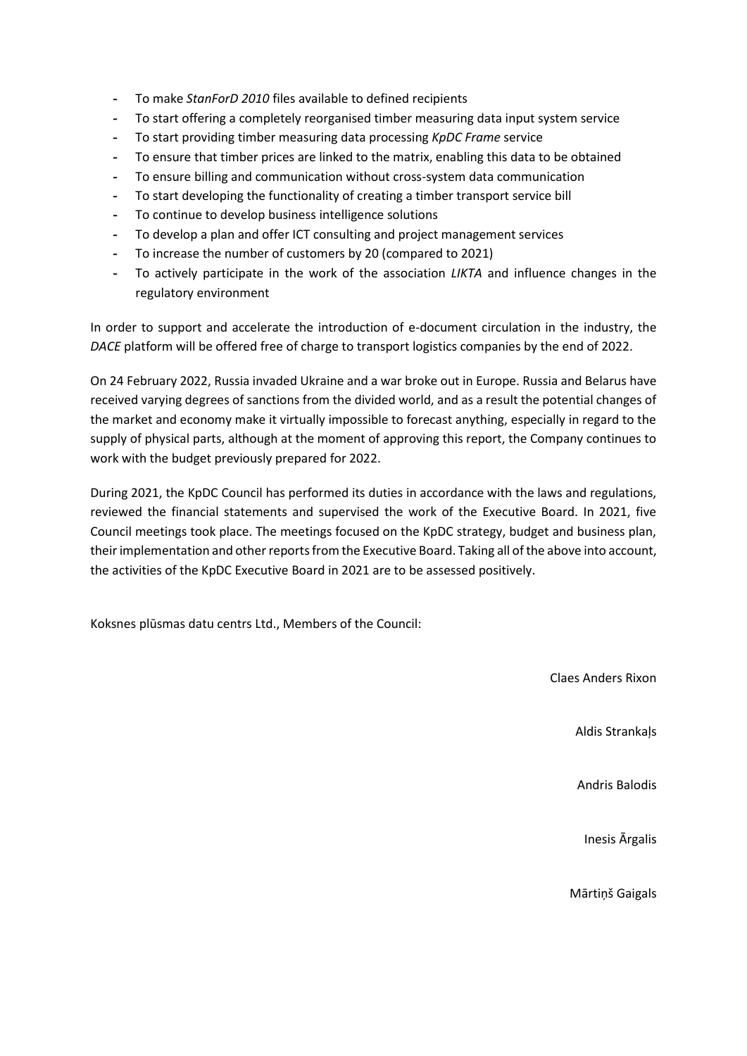- To make *StanForD 2010* files available to defined recipients
- To start offering a completely reorganised timber measuring data input system service
- To start providing timber measuring data processing *KpDC Frame* service
- To ensure that timber prices are linked to the matrix, enabling this data to be obtained
- To ensure billing and communication without cross-system data communication
- To start developing the functionality of creating a timber transport service bill
- To continue to develop business intelligence solutions
- To develop a plan and offer ICT consulting and project management services
- To increase the number of customers by 20 (compared to 2021)
- To actively participate in the work of the association *LIKTA* and influence changes in the regulatory environment

In order to support and accelerate the introduction of e-document circulation in the industry, the *DACE* platform will be offered free of charge to transport logistics companies by the end of 2022.

On 24 February 2022, Russia invaded Ukraine and a war broke out in Europe. Russia and Belarus have received varying degrees of sanctions from the divided world, and as a result the potential changes of the market and economy make it virtually impossible to forecast anything, especially in regard to the supply of physical parts, although at the moment of approving this report, the Company continues to work with the budget previously prepared for 2022.

During 2021, the KpDC Council has performed its duties in accordance with the laws and regulations, reviewed the financial statements and supervised the work of the Executive Board. In 2021, five Council meetings took place. The meetings focused on the KpDC strategy, budget and business plan, their implementation and other reports from the Executive Board. Taking all of the above into account, the activities of the KpDC Executive Board in 2021 are to be assessed positively.

Koksnes plūsmas datu centrs Ltd., Members of the Council:

Claes Anders Rixon

Aldis Strankaļs

Andris Balodis

Inesis Ārgalis

Mārtiņš Gaigals